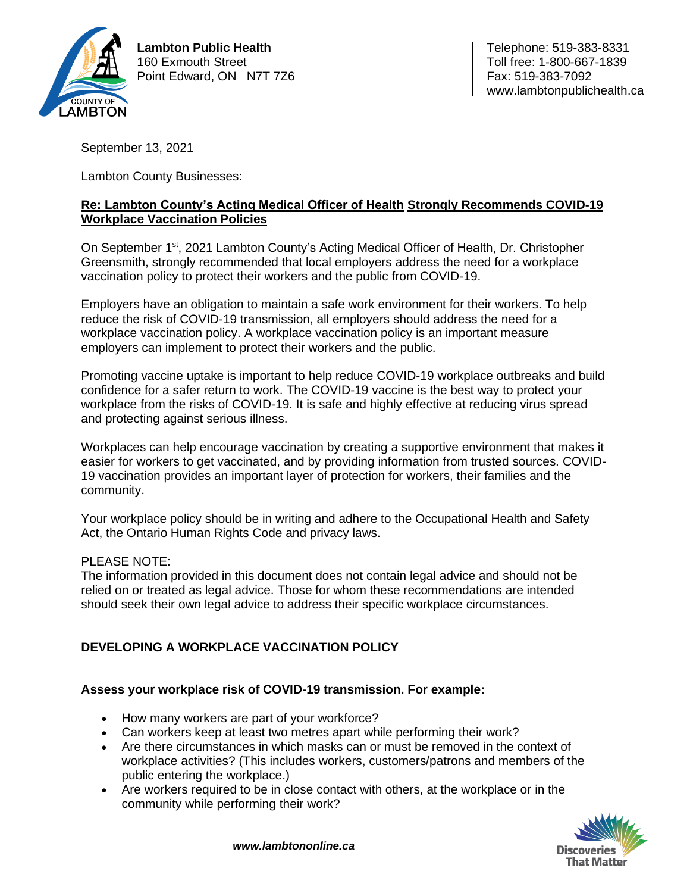**Lambton Public Health**
160 Exmouth Street
Point Edward, ON N7T 7Z6

Telephone: 519-383-8331
Toll free: 1-800-667-1839
Fax: 519-383-7092
www.lambtonpublichealth.ca

September 13, 2021

Lambton County Businesses:

**Re: Lambton County's Acting Medical Officer of Health Strongly Recommends COVID-19 Workplace Vaccination Policies**

On September 1st, 2021 Lambton County's Acting Medical Officer of Health, Dr. Christopher Greensmith, strongly recommended that local employers address the need for a workplace vaccination policy to protect their workers and the public from COVID-19.

Employers have an obligation to maintain a safe work environment for their workers. To help reduce the risk of COVID-19 transmission, all employers should address the need for a workplace vaccination policy. A workplace vaccination policy is an important measure employers can implement to protect their workers and the public.

Promoting vaccine uptake is important to help reduce COVID-19 workplace outbreaks and build confidence for a safer return to work. The COVID-19 vaccine is the best way to protect your workplace from the risks of COVID-19. It is safe and highly effective at reducing virus spread and protecting against serious illness.

Workplaces can help encourage vaccination by creating a supportive environment that makes it easier for workers to get vaccinated, and by providing information from trusted sources. COVID-19 vaccination provides an important layer of protection for workers, their families and the community.

Your workplace policy should be in writing and adhere to the Occupational Health and Safety Act, the Ontario Human Rights Code and privacy laws.

PLEASE NOTE:
The information provided in this document does not contain legal advice and should not be relied on or treated as legal advice. Those for whom these recommendations are intended should seek their own legal advice to address their specific workplace circumstances.

## DEVELOPING A WORKPLACE VACCINATION POLICY

### Assess your workplace risk of COVID-19 transmission. For example:

- How many workers are part of your workforce?
- Can workers keep at least two metres apart while performing their work?
- Are there circumstances in which masks can or must be removed in the context of workplace activities? (This includes workers, customers/patrons and members of the public entering the workplace.)
- Are workers required to be in close contact with others, at the workplace or in the community while performing their work?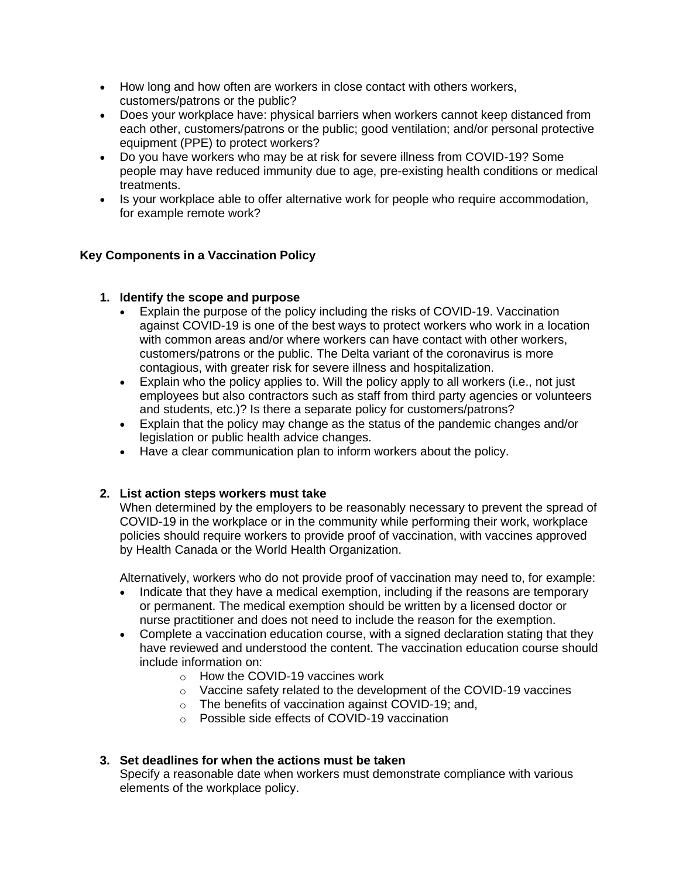- How long and how often are workers in close contact with others workers, customers/patrons or the public?
- Does your workplace have: physical barriers when workers cannot keep distanced from each other, customers/patrons or the public; good ventilation; and/or personal protective equipment (PPE) to protect workers?
- Do you have workers who may be at risk for severe illness from COVID-19? Some people may have reduced immunity due to age, pre-existing health conditions or medical treatments.
- Is your workplace able to offer alternative work for people who require accommodation, for example remote work?

## Key Components in a Vaccination Policy

1. **Identify the scope and purpose**
   - Explain the purpose of the policy including the risks of COVID-19. Vaccination against COVID-19 is one of the best ways to protect workers who work in a location with common areas and/or where workers can have contact with other workers, customers/patrons or the public. The Delta variant of the coronavirus is more contagious, with greater risk for severe illness and hospitalization.
   - Explain who the policy applies to. Will the policy apply to all workers (i.e., not just employees but also contractors such as staff from third party agencies or volunteers and students, etc.)? Is there a separate policy for customers/patrons?
   - Explain that the policy may change as the status of the pandemic changes and/or legislation or public health advice changes.
   - Have a clear communication plan to inform workers about the policy.

2. **List action steps workers must take**

   When determined by the employers to be reasonably necessary to prevent the spread of COVID-19 in the workplace or in the community while performing their work, workplace policies should require workers to provide proof of vaccination, with vaccines approved by Health Canada or the World Health Organization.

   Alternatively, workers who do not provide proof of vaccination may need to, for example:
   - Indicate that they have a medical exemption, including if the reasons are temporary or permanent. The medical exemption should be written by a licensed doctor or nurse practitioner and does not need to include the reason for the exemption.
   - Complete a vaccination education course, with a signed declaration stating that they have reviewed and understood the content. The vaccination education course should include information on:
     - How the COVID-19 vaccines work
     - Vaccine safety related to the development of the COVID-19 vaccines
     - The benefits of vaccination against COVID-19; and,
     - Possible side effects of COVID-19 vaccination

3. **Set deadlines for when the actions must be taken**

   Specify a reasonable date when workers must demonstrate compliance with various elements of the workplace policy.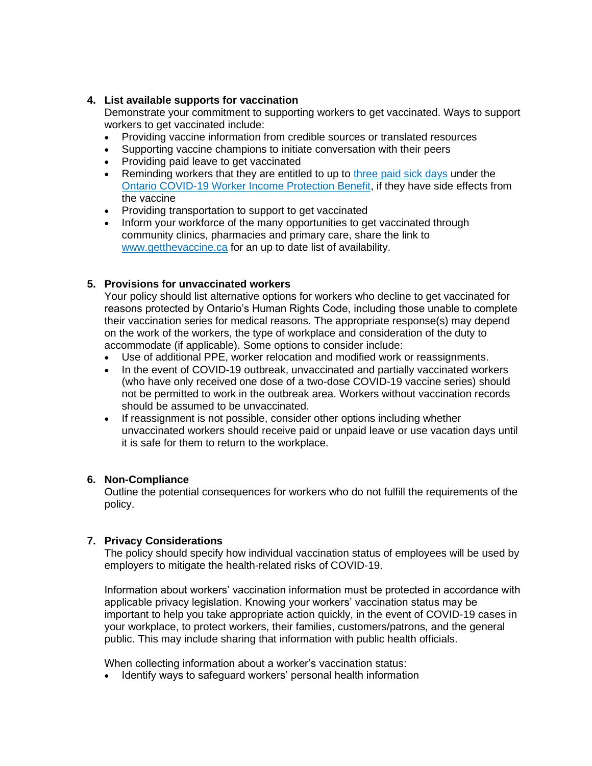4. **List available supports for vaccination**

   Demonstrate your commitment to supporting workers to get vaccinated. Ways to support workers to get vaccinated include:

   - Providing vaccine information from credible sources or translated resources
   - Supporting vaccine champions to initiate conversation with their peers
   - Providing paid leave to get vaccinated
   - Reminding workers that they are entitled to up to [three paid sick days](#) under the [Ontario COVID-19 Worker Income Protection Benefit](#), if they have side effects from the vaccine
   - Providing transportation to support to get vaccinated
   - Inform your workforce of the many opportunities to get vaccinated through community clinics, pharmacies and primary care, share the link to [www.getthevaccine.ca](#) for an up to date list of availability.

5. **Provisions for unvaccinated workers**

   Your policy should list alternative options for workers who decline to get vaccinated for reasons protected by Ontario's Human Rights Code, including those unable to complete their vaccination series for medical reasons. The appropriate response(s) may depend on the work of the workers, the type of workplace and consideration of the duty to accommodate (if applicable). Some options to consider include:

   - Use of additional PPE, worker relocation and modified work or reassignments.
   - In the event of COVID-19 outbreak, unvaccinated and partially vaccinated workers (who have only received one dose of a two-dose COVID-19 vaccine series) should not be permitted to work in the outbreak area. Workers without vaccination records should be assumed to be unvaccinated.
   - If reassignment is not possible, consider other options including whether unvaccinated workers should receive paid or unpaid leave or use vacation days until it is safe for them to return to the workplace.

6. **Non-Compliance**

   Outline the potential consequences for workers who do not fulfill the requirements of the policy.

7. **Privacy Considerations**

   The policy should specify how individual vaccination status of employees will be used by employers to mitigate the health-related risks of COVID-19.

   Information about workers' vaccination information must be protected in accordance with applicable privacy legislation. Knowing your workers' vaccination status may be important to help you take appropriate action quickly, in the event of COVID-19 cases in your workplace, to protect workers, their families, customers/patrons, and the general public. This may include sharing that information with public health officials.

   When collecting information about a worker's vaccination status:

   - Identify ways to safeguard workers' personal health information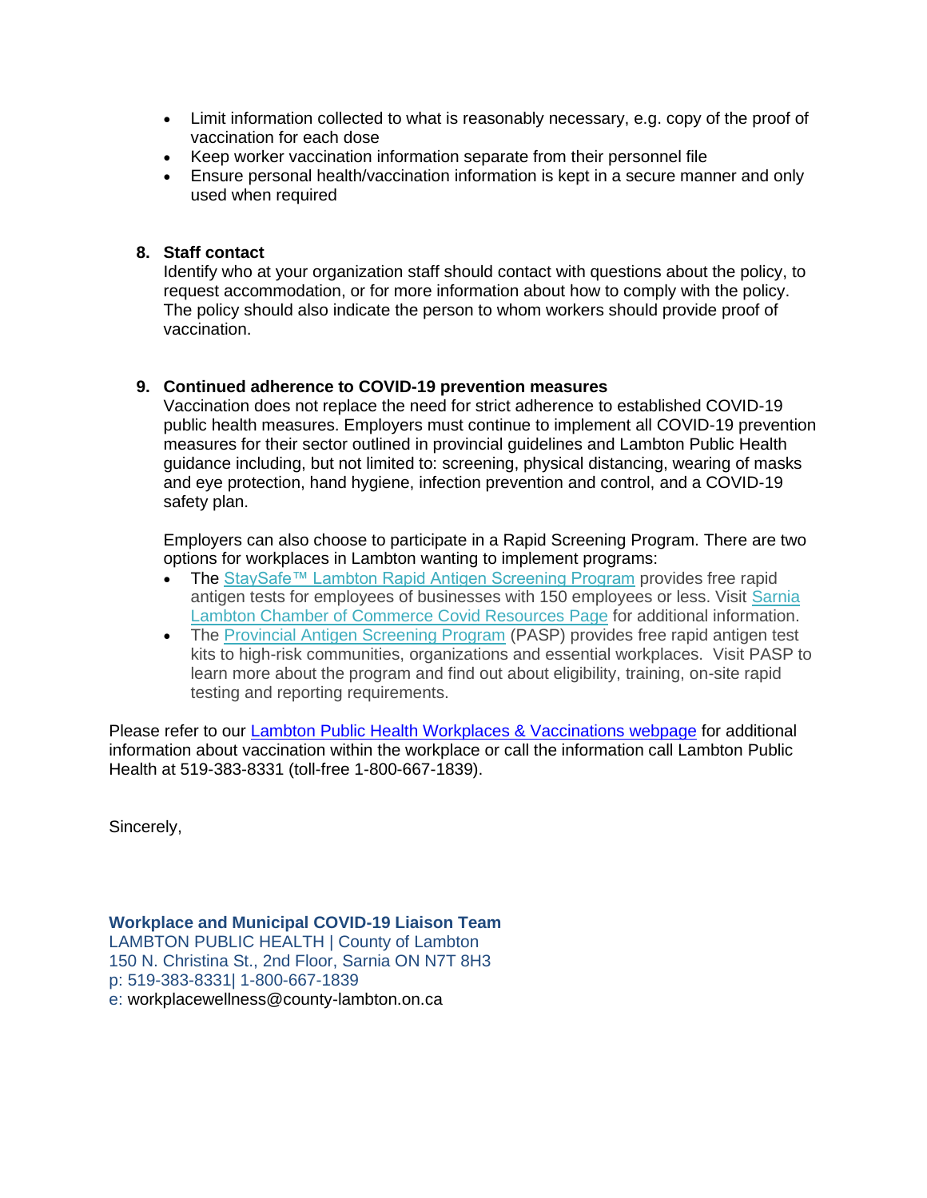- Limit information collected to what is reasonably necessary, e.g. copy of the proof of vaccination for each dose
- Keep worker vaccination information separate from their personnel file
- Ensure personal health/vaccination information is kept in a secure manner and only used when required

8. **Staff contact**
   Identify who at your organization staff should contact with questions about the policy, to request accommodation, or for more information about how to comply with the policy. The policy should also indicate the person to whom workers should provide proof of vaccination.

9. **Continued adherence to COVID-19 prevention measures**
   Vaccination does not replace the need for strict adherence to established COVID-19 public health measures. Employers must continue to implement all COVID-19 prevention measures for their sector outlined in provincial guidelines and Lambton Public Health guidance including, but not limited to: screening, physical distancing, wearing of masks and eye protection, hand hygiene, infection prevention and control, and a COVID-19 safety plan.

   Employers can also choose to participate in a Rapid Screening Program. There are two options for workplaces in Lambton wanting to implement programs:
   - The StaySafe™ Lambton Rapid Antigen Screening Program provides free rapid antigen tests for employees of businesses with 150 employees or less. Visit Sarnia Lambton Chamber of Commerce Covid Resources Page for additional information.
   - The Provincial Antigen Screening Program (PASP) provides free rapid antigen test kits to high-risk communities, organizations and essential workplaces. Visit PASP to learn more about the program and find out about eligibility, training, on-site rapid testing and reporting requirements.

Please refer to our Lambton Public Health Workplaces & Vaccinations webpage for additional information about vaccination within the workplace or call the information call Lambton Public Health at 519-383-8331 (toll-free 1-800-667-1839).

Sincerely,

**Workplace and Municipal COVID-19 Liaison Team**
LAMBTON PUBLIC HEALTH | County of Lambton
150 N. Christina St., 2nd Floor, Sarnia ON N7T 8H3
p: 519-383-8331| 1-800-667-1839
e: workplacewellness@county-lambton.on.ca